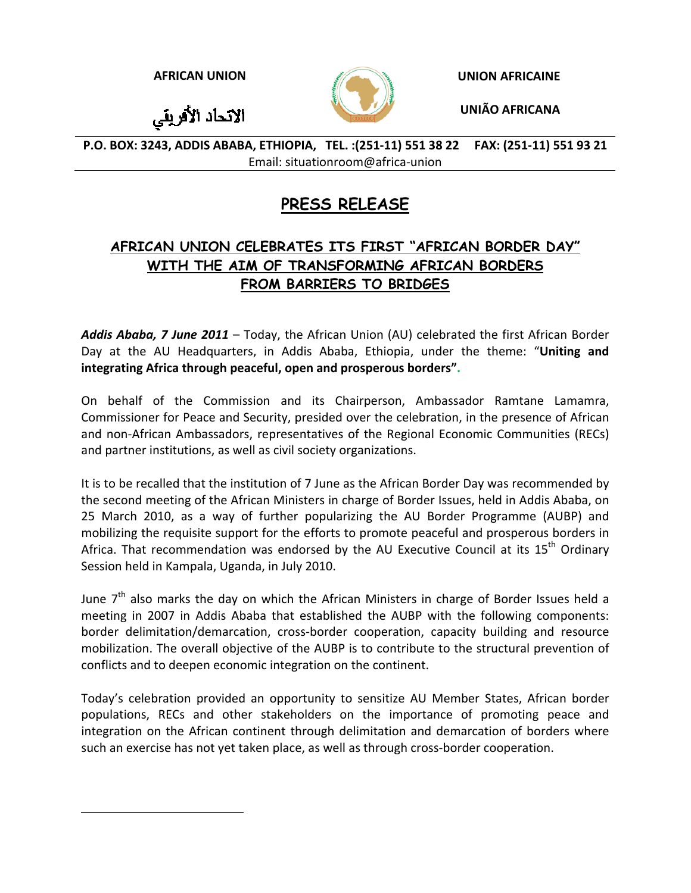AFRICAN UNION

الاتحاد الأفريقي

UNION AFRICAINE

UNIÃO AFRICANA

**P.O. BOX: 3243, ADDIS ABABA, ETHIOPIA, TEL. :(251-11) 551 38 22 FAX: (251-11) 551 93 21**
Email: situationroom@africa-union

# PRESS RELEASE

## AFRICAN UNION CELEBRATES ITS FIRST "AFRICAN BORDER DAY" WITH THE AIM OF TRANSFORMING AFRICAN BORDERS FROM BARRIERS TO BRIDGES

***Addis Ababa, 7 June 2011*** – Today, the African Union (AU) celebrated the first African Border Day at the AU Headquarters, in Addis Ababa, Ethiopia, under the theme: "**Uniting and integrating Africa through peaceful, open and prosperous borders".**

On behalf of the Commission and its Chairperson, Ambassador Ramtane Lamamra, Commissioner for Peace and Security, presided over the celebration, in the presence of African and non-African Ambassadors, representatives of the Regional Economic Communities (RECs) and partner institutions, as well as civil society organizations.

It is to be recalled that the institution of 7 June as the African Border Day was recommended by the second meeting of the African Ministers in charge of Border Issues, held in Addis Ababa, on 25 March 2010, as a way of further popularizing the AU Border Programme (AUBP) and mobilizing the requisite support for the efforts to promote peaceful and prosperous borders in Africa. That recommendation was endorsed by the AU Executive Council at its 15th Ordinary Session held in Kampala, Uganda, in July 2010.

June 7th also marks the day on which the African Ministers in charge of Border Issues held a meeting in 2007 in Addis Ababa that established the AUBP with the following components: border delimitation/demarcation, cross-border cooperation, capacity building and resource mobilization. The overall objective of the AUBP is to contribute to the structural prevention of conflicts and to deepen economic integration on the continent.

Today's celebration provided an opportunity to sensitize AU Member States, African border populations, RECs and other stakeholders on the importance of promoting peace and integration on the African continent through delimitation and demarcation of borders where such an exercise has not yet taken place, as well as through cross-border cooperation.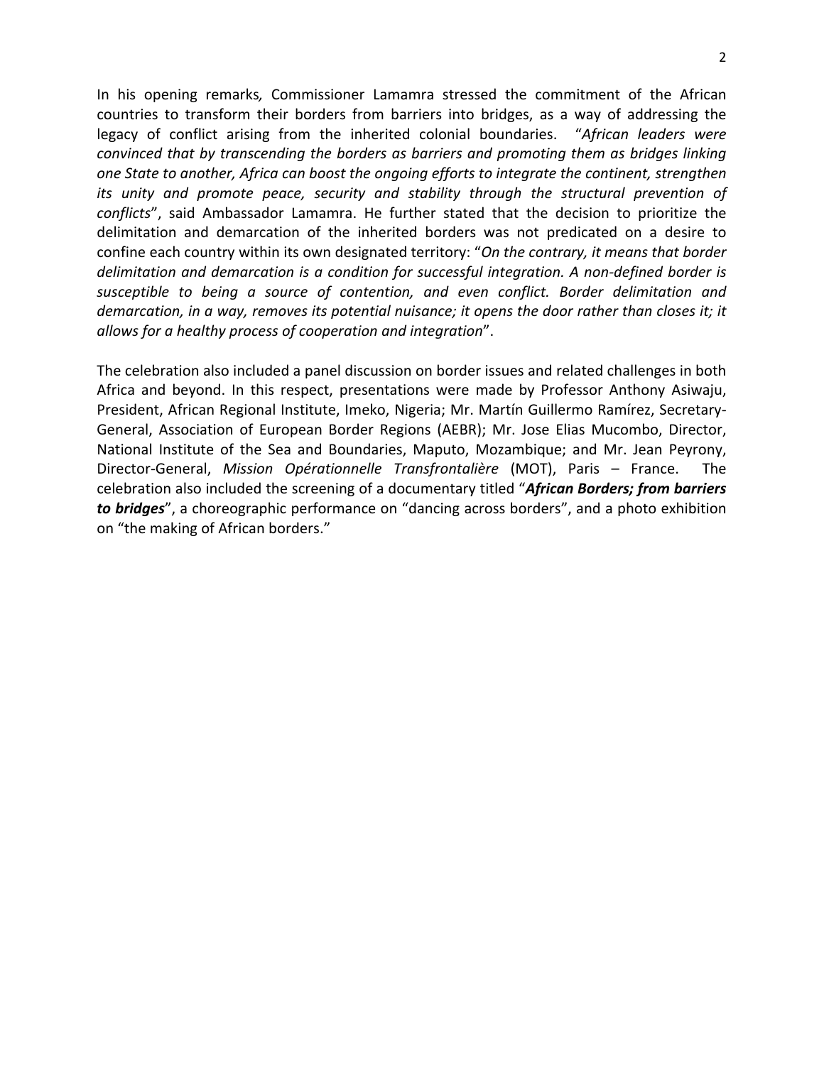In his opening remarks*,* Commissioner Lamamra stressed the commitment of the African countries to transform their borders from barriers into bridges, as a way of addressing the legacy of conflict arising from the inherited colonial boundaries. "*African leaders were convinced that by transcending the borders as barriers and promoting them as bridges linking one State to another, Africa can boost the ongoing efforts to integrate the continent, strengthen its unity and promote peace, security and stability through the structural prevention of conflicts*", said Ambassador Lamamra. He further stated that the decision to prioritize the delimitation and demarcation of the inherited borders was not predicated on a desire to confine each country within its own designated territory: "*On the contrary, it means that border delimitation and demarcation is a condition for successful integration. A non-defined border is susceptible to being a source of contention, and even conflict. Border delimitation and demarcation, in a way, removes its potential nuisance; it opens the door rather than closes it; it allows for a healthy process of cooperation and integration*".

The celebration also included a panel discussion on border issues and related challenges in both Africa and beyond. In this respect, presentations were made by Professor Anthony Asiwaju, President, African Regional Institute, Imeko, Nigeria; Mr. Martín Guillermo Ramírez, Secretary-General, Association of European Border Regions (AEBR); Mr. Jose Elias Mucombo, Director, National Institute of the Sea and Boundaries, Maputo, Mozambique; and Mr. Jean Peyrony, Director-General, *Mission Opérationnelle Transfrontalière* (MOT), Paris – France. The celebration also included the screening of a documentary titled "***African Borders; from barriers to bridges***", a choreographic performance on "dancing across borders", and a photo exhibition on "the making of African borders."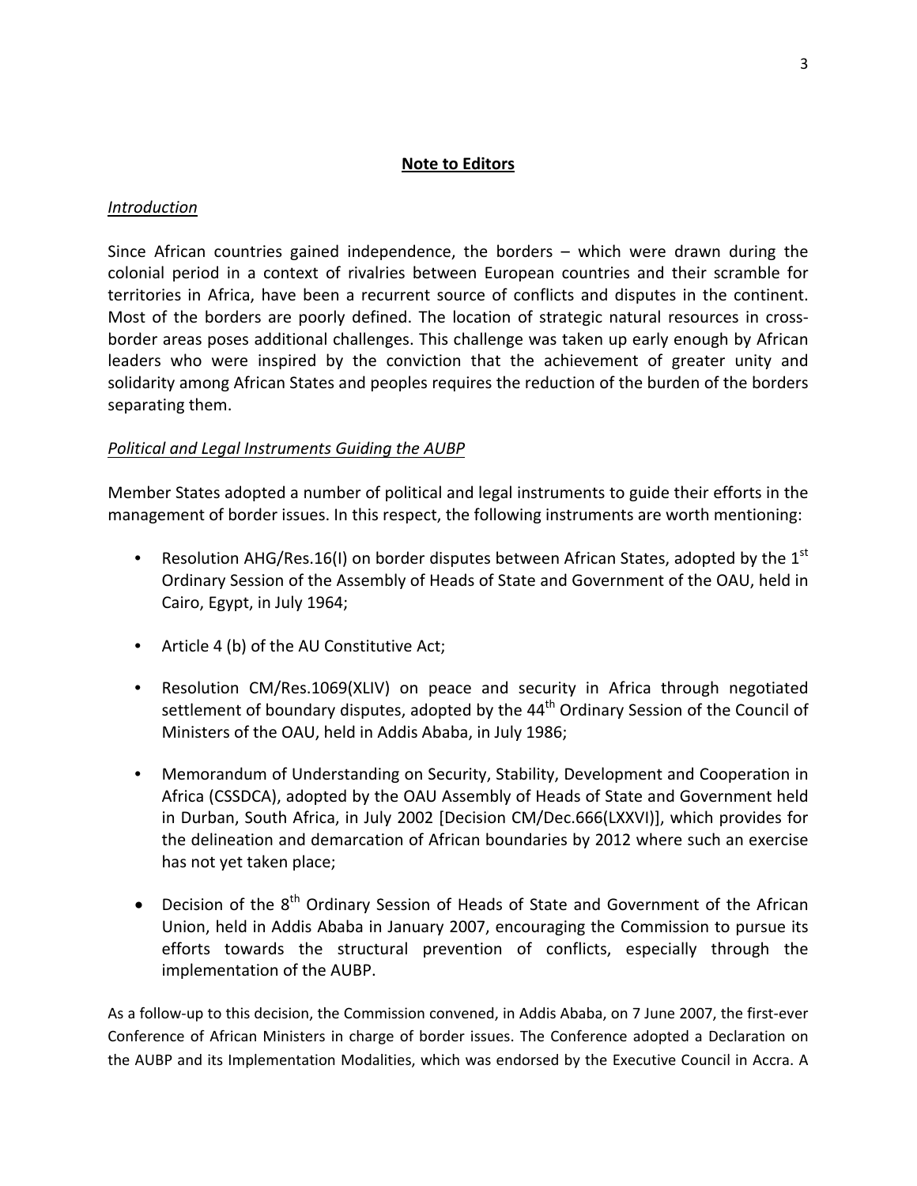## **Note to Editors**

*Introduction*

Since African countries gained independence, the borders – which were drawn during the colonial period in a context of rivalries between European countries and their scramble for territories in Africa, have been a recurrent source of conflicts and disputes in the continent. Most of the borders are poorly defined. The location of strategic natural resources in cross-border areas poses additional challenges. This challenge was taken up early enough by African leaders who were inspired by the conviction that the achievement of greater unity and solidarity among African States and peoples requires the reduction of the burden of the borders separating them.

*Political and Legal Instruments Guiding the AUBP*

Member States adopted a number of political and legal instruments to guide their efforts in the management of border issues. In this respect, the following instruments are worth mentioning:

- Resolution AHG/Res.16(I) on border disputes between African States, adopted by the 1st Ordinary Session of the Assembly of Heads of State and Government of the OAU, held in Cairo, Egypt, in July 1964;
- Article 4 (b) of the AU Constitutive Act;
- Resolution CM/Res.1069(XLIV) on peace and security in Africa through negotiated settlement of boundary disputes, adopted by the 44th Ordinary Session of the Council of Ministers of the OAU, held in Addis Ababa, in July 1986;
- Memorandum of Understanding on Security, Stability, Development and Cooperation in Africa (CSSDCA), adopted by the OAU Assembly of Heads of State and Government held in Durban, South Africa, in July 2002 [Decision CM/Dec.666(LXXVI)], which provides for the delineation and demarcation of African boundaries by 2012 where such an exercise has not yet taken place;
- Decision of the 8th Ordinary Session of Heads of State and Government of the African Union, held in Addis Ababa in January 2007, encouraging the Commission to pursue its efforts towards the structural prevention of conflicts, especially through the implementation of the AUBP.

As a follow-up to this decision, the Commission convened, in Addis Ababa, on 7 June 2007, the first-ever Conference of African Ministers in charge of border issues. The Conference adopted a Declaration on the AUBP and its Implementation Modalities, which was endorsed by the Executive Council in Accra. A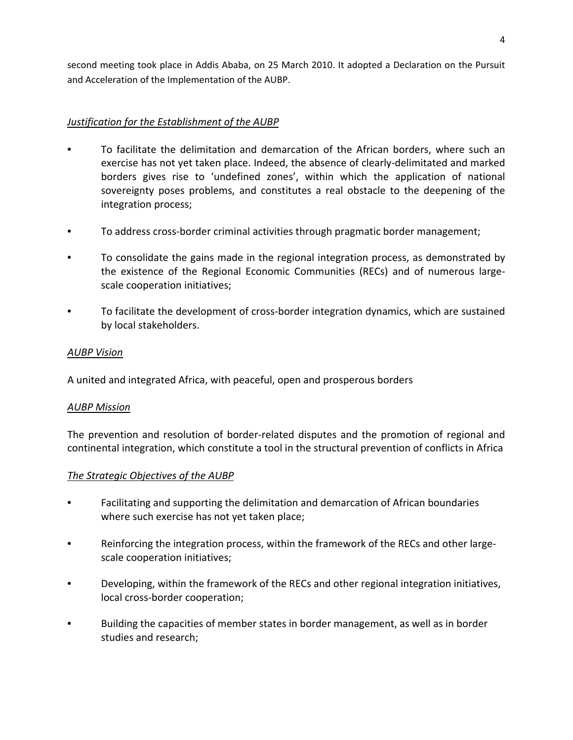second meeting took place in Addis Ababa, on 25 March 2010. It adopted a Declaration on the Pursuit and Acceleration of the Implementation of the AUBP.

*Justification for the Establishment of the AUBP*

- To facilitate the delimitation and demarcation of the African borders, where such an exercise has not yet taken place. Indeed, the absence of clearly-delimitated and marked borders gives rise to 'undefined zones', within which the application of national sovereignty poses problems, and constitutes a real obstacle to the deepening of the integration process;
- To address cross-border criminal activities through pragmatic border management;
- To consolidate the gains made in the regional integration process, as demonstrated by the existence of the Regional Economic Communities (RECs) and of numerous large-scale cooperation initiatives;
- To facilitate the development of cross-border integration dynamics, which are sustained by local stakeholders.

*AUBP Vision*

A united and integrated Africa, with peaceful, open and prosperous borders

*AUBP Mission*

The prevention and resolution of border-related disputes and the promotion of regional and continental integration, which constitute a tool in the structural prevention of conflicts in Africa

*The Strategic Objectives of the AUBP*

- Facilitating and supporting the delimitation and demarcation of African boundaries where such exercise has not yet taken place;
- Reinforcing the integration process, within the framework of the RECs and other large-scale cooperation initiatives;
- Developing, within the framework of the RECs and other regional integration initiatives, local cross-border cooperation;
- Building the capacities of member states in border management, as well as in border studies and research;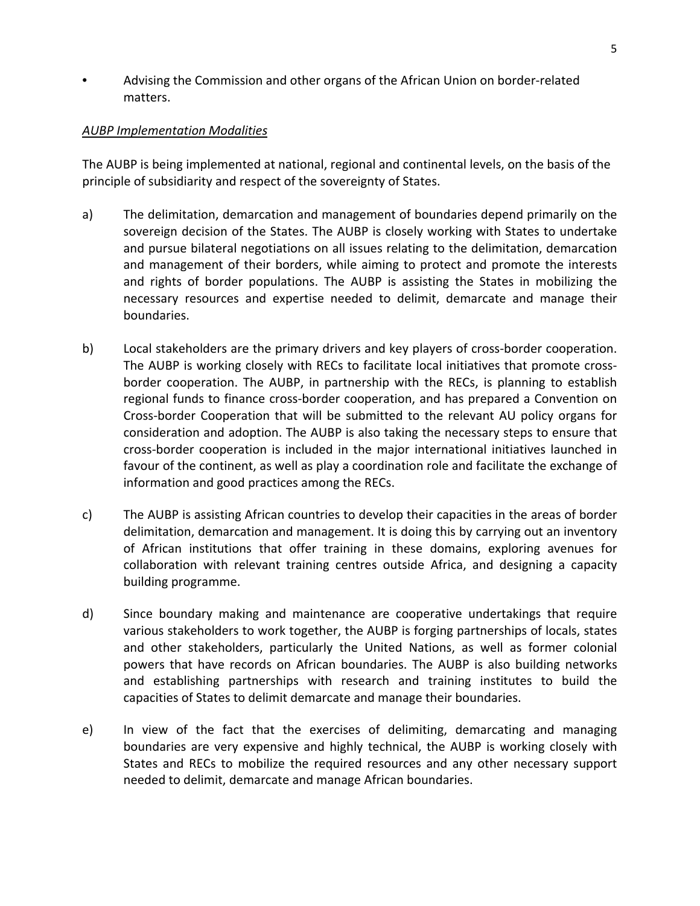- Advising the Commission and other organs of the African Union on border-related matters.

*AUBP Implementation Modalities*

The AUBP is being implemented at national, regional and continental levels, on the basis of the principle of subsidiarity and respect of the sovereignty of States.

a) The delimitation, demarcation and management of boundaries depend primarily on the sovereign decision of the States. The AUBP is closely working with States to undertake and pursue bilateral negotiations on all issues relating to the delimitation, demarcation and management of their borders, while aiming to protect and promote the interests and rights of border populations. The AUBP is assisting the States in mobilizing the necessary resources and expertise needed to delimit, demarcate and manage their boundaries.

b) Local stakeholders are the primary drivers and key players of cross-border cooperation. The AUBP is working closely with RECs to facilitate local initiatives that promote cross-border cooperation. The AUBP, in partnership with the RECs, is planning to establish regional funds to finance cross-border cooperation, and has prepared a Convention on Cross-border Cooperation that will be submitted to the relevant AU policy organs for consideration and adoption. The AUBP is also taking the necessary steps to ensure that cross-border cooperation is included in the major international initiatives launched in favour of the continent, as well as play a coordination role and facilitate the exchange of information and good practices among the RECs.

c) The AUBP is assisting African countries to develop their capacities in the areas of border delimitation, demarcation and management. It is doing this by carrying out an inventory of African institutions that offer training in these domains, exploring avenues for collaboration with relevant training centres outside Africa, and designing a capacity building programme.

d) Since boundary making and maintenance are cooperative undertakings that require various stakeholders to work together, the AUBP is forging partnerships of locals, states and other stakeholders, particularly the United Nations, as well as former colonial powers that have records on African boundaries. The AUBP is also building networks and establishing partnerships with research and training institutes to build the capacities of States to delimit demarcate and manage their boundaries.

e) In view of the fact that the exercises of delimiting, demarcating and managing boundaries are very expensive and highly technical, the AUBP is working closely with States and RECs to mobilize the required resources and any other necessary support needed to delimit, demarcate and manage African boundaries.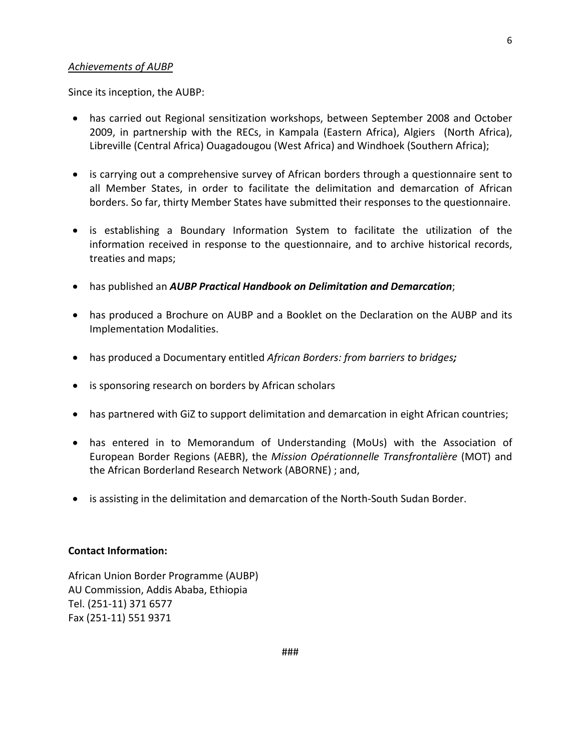*Achievements of AUBP*

Since its inception, the AUBP:

- has carried out Regional sensitization workshops, between September 2008 and October 2009, in partnership with the RECs, in Kampala (Eastern Africa), Algiers (North Africa), Libreville (Central Africa) Ouagadougou (West Africa) and Windhoek (Southern Africa);

- is carrying out a comprehensive survey of African borders through a questionnaire sent to all Member States, in order to facilitate the delimitation and demarcation of African borders. So far, thirty Member States have submitted their responses to the questionnaire.

- is establishing a Boundary Information System to facilitate the utilization of the information received in response to the questionnaire, and to archive historical records, treaties and maps;

- has published an ***AUBP Practical Handbook on Delimitation and Demarcation***;

- has produced a Brochure on AUBP and a Booklet on the Declaration on the AUBP and its Implementation Modalities.

- has produced a Documentary entitled *African Borders: from barriers to bridges;*

- is sponsoring research on borders by African scholars

- has partnered with GiZ to support delimitation and demarcation in eight African countries;

- has entered in to Memorandum of Understanding (MoUs) with the Association of European Border Regions (AEBR), the *Mission Opérationnelle Transfrontalière* (MOT) and the African Borderland Research Network (ABORNE) ; and,

- is assisting in the delimitation and demarcation of the North-South Sudan Border.

**Contact Information:**

African Union Border Programme (AUBP)
AU Commission, Addis Ababa, Ethiopia
Tel. (251-11) 371 6577
Fax (251-11) 551 9371

###